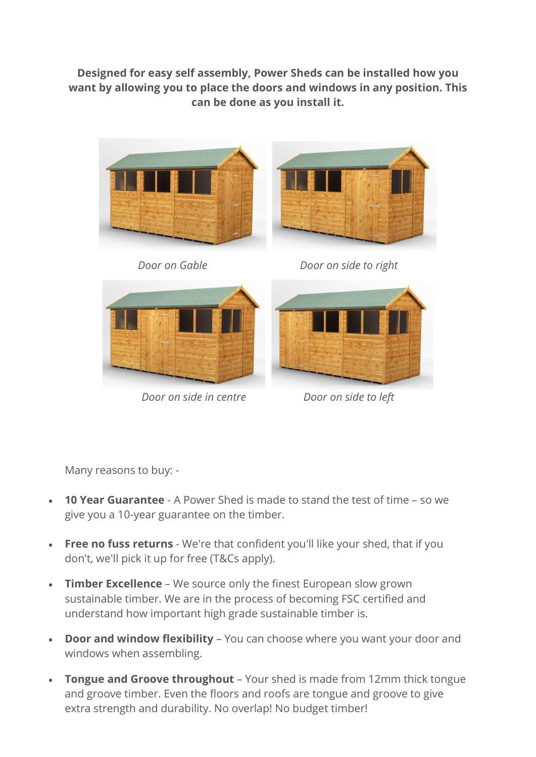**Designed for easy self assembly, Power Sheds can be installed how you want by allowing you to place the doors and windows in any position. This can be done as you install it.**

*Door on Gable*

*Door on side to right*

*Door on side in centre*

*Door on side to left*

Many reasons to buy: -

- **10 Year Guarantee** - A Power Shed is made to stand the test of time – so we give you a 10-year guarantee on the timber.
- **Free no fuss returns** - We're that confident you'll like your shed, that if you don't, we'll pick it up for free (T&Cs apply).
- **Timber Excellence** – We source only the finest European slow grown sustainable timber. We are in the process of becoming FSC certified and understand how important high grade sustainable timber is.
- **Door and window flexibility** – You can choose where you want your door and windows when assembling.
- **Tongue and Groove throughout** – Your shed is made from 12mm thick tongue and groove timber. Even the floors and roofs are tongue and groove to give extra strength and durability. No overlap! No budget timber!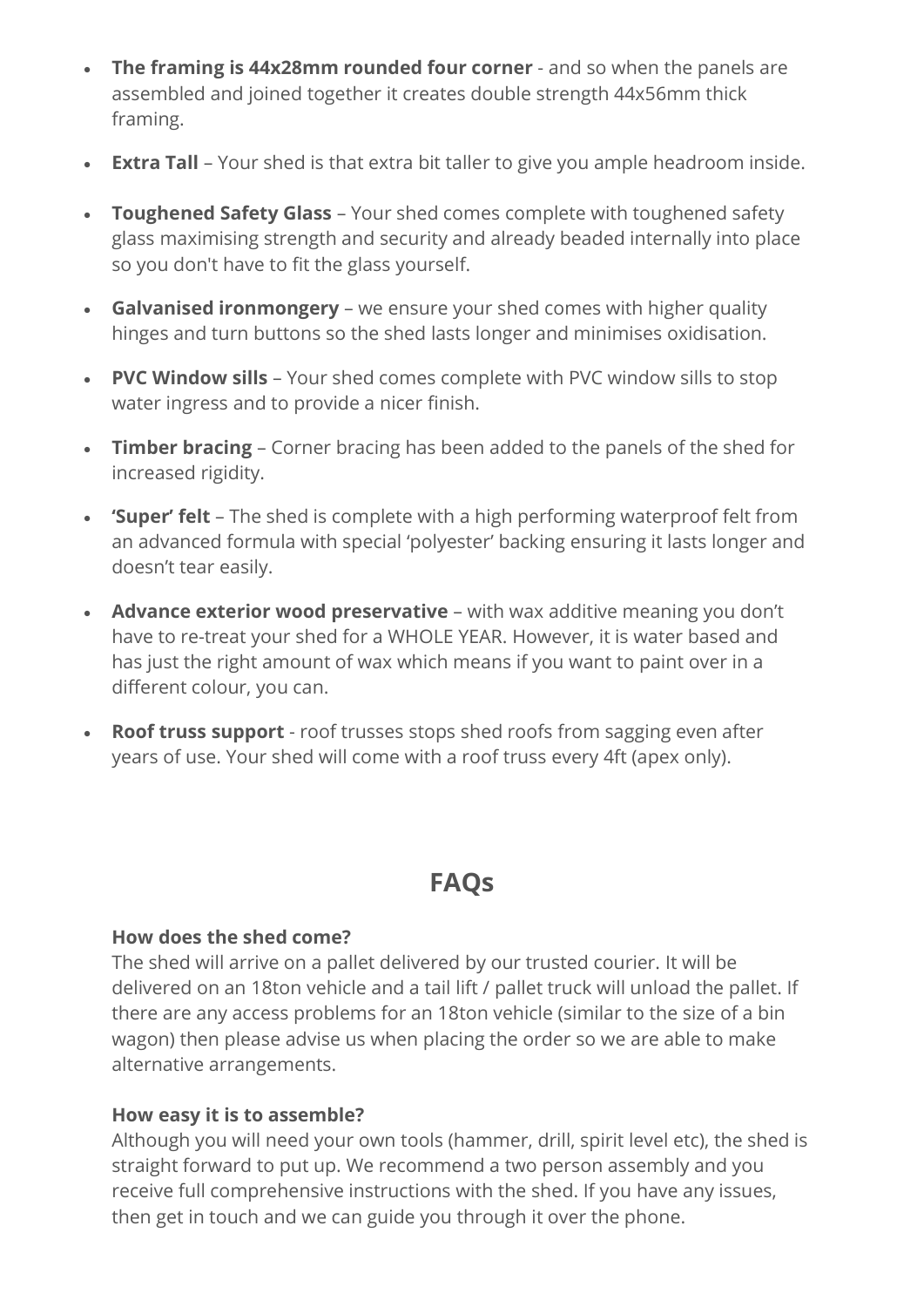- **The framing is 44x28mm rounded four corner** - and so when the panels are assembled and joined together it creates double strength 44x56mm thick framing.
- **Extra Tall** – Your shed is that extra bit taller to give you ample headroom inside.
- **Toughened Safety Glass** – Your shed comes complete with toughened safety glass maximising strength and security and already beaded internally into place so you don't have to fit the glass yourself.
- **Galvanised ironmongery** – we ensure your shed comes with higher quality hinges and turn buttons so the shed lasts longer and minimises oxidisation.
- **PVC Window sills** – Your shed comes complete with PVC window sills to stop water ingress and to provide a nicer finish.
- **Timber bracing** – Corner bracing has been added to the panels of the shed for increased rigidity.
- **'Super' felt** – The shed is complete with a high performing waterproof felt from an advanced formula with special 'polyester' backing ensuring it lasts longer and doesn't tear easily.
- **Advance exterior wood preservative** – with wax additive meaning you don't have to re-treat your shed for a WHOLE YEAR. However, it is water based and has just the right amount of wax which means if you want to paint over in a different colour, you can.
- **Roof truss support** - roof trusses stops shed roofs from sagging even after years of use. Your shed will come with a roof truss every 4ft (apex only).

## FAQs

**How does the shed come?**
The shed will arrive on a pallet delivered by our trusted courier. It will be delivered on an 18ton vehicle and a tail lift / pallet truck will unload the pallet. If there are any access problems for an 18ton vehicle (similar to the size of a bin wagon) then please advise us when placing the order so we are able to make alternative arrangements.

**How easy it is to assemble?**
Although you will need your own tools (hammer, drill, spirit level etc), the shed is straight forward to put up. We recommend a two person assembly and you receive full comprehensive instructions with the shed. If you have any issues, then get in touch and we can guide you through it over the phone.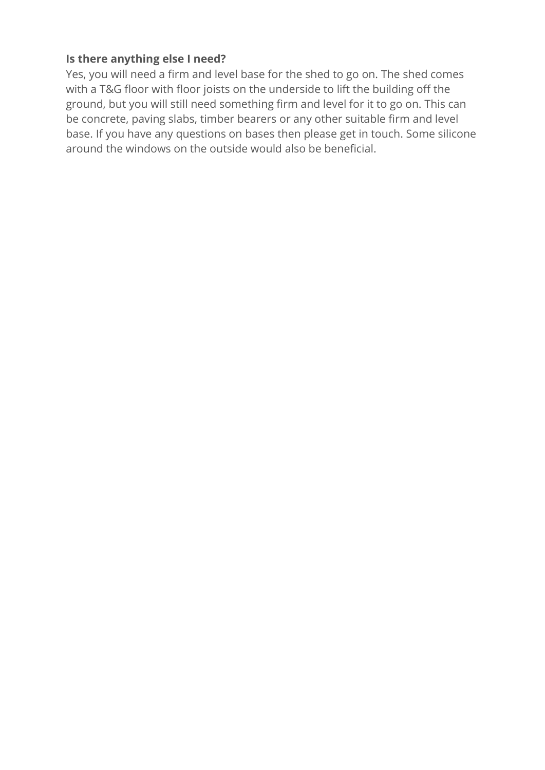**Is there anything else I need?**

Yes, you will need a firm and level base for the shed to go on. The shed comes with a T&G floor with floor joists on the underside to lift the building off the ground, but you will still need something firm and level for it to go on. This can be concrete, paving slabs, timber bearers or any other suitable firm and level base. If you have any questions on bases then please get in touch. Some silicone around the windows on the outside would also be beneficial.